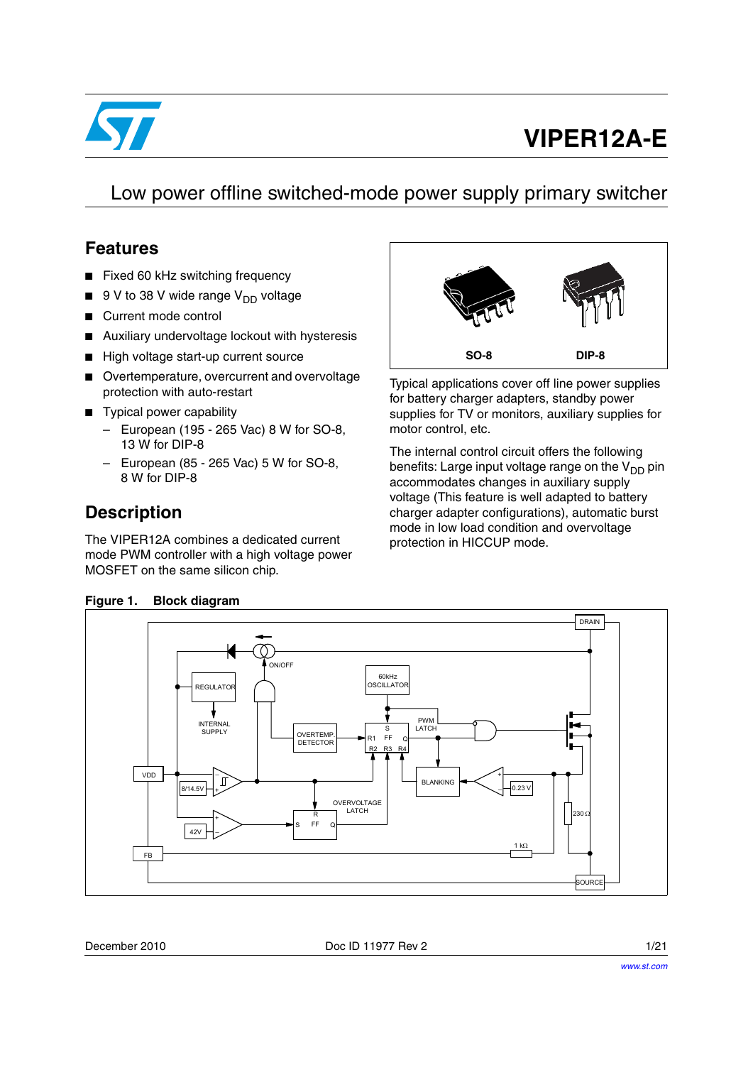# VIPER12A-E

## Low power offline switched-mode power supply primary switcher

## Features

- Fixed 60 kHz switching frequency
- 9 V to 38 V wide range $V_{DD}$ voltage
- Current mode control
- Auxiliary undervoltage lockout with hysteresis
- High voltage start-up current source
- Overtemperature, overcurrent and overvoltage protection with auto-restart
- Typical power capability
  - European (195 - 265 Vac) 8 W for SO-8, 13 W for DIP-8
  - European (85 - 265 Vac) 5 W for SO-8, 8 W for DIP-8

SO-8 DIP-8

## Description

The VIPER12A combines a dedicated current mode PWM controller with a high voltage power MOSFET on the same silicon chip.

Typical applications cover off line power supplies for battery charger adapters, standby power supplies for TV or monitors, auxiliary supplies for motor control, etc.

The internal control circuit offers the following benefits: Large input voltage range on the $V_{DD}$ pin accommodates changes in auxiliary supply voltage (This feature is well adapted to battery charger adapter configurations), automatic burst mode in low load condition and overvoltage protection in HICCUP mode.

**Figure 1. Block diagram**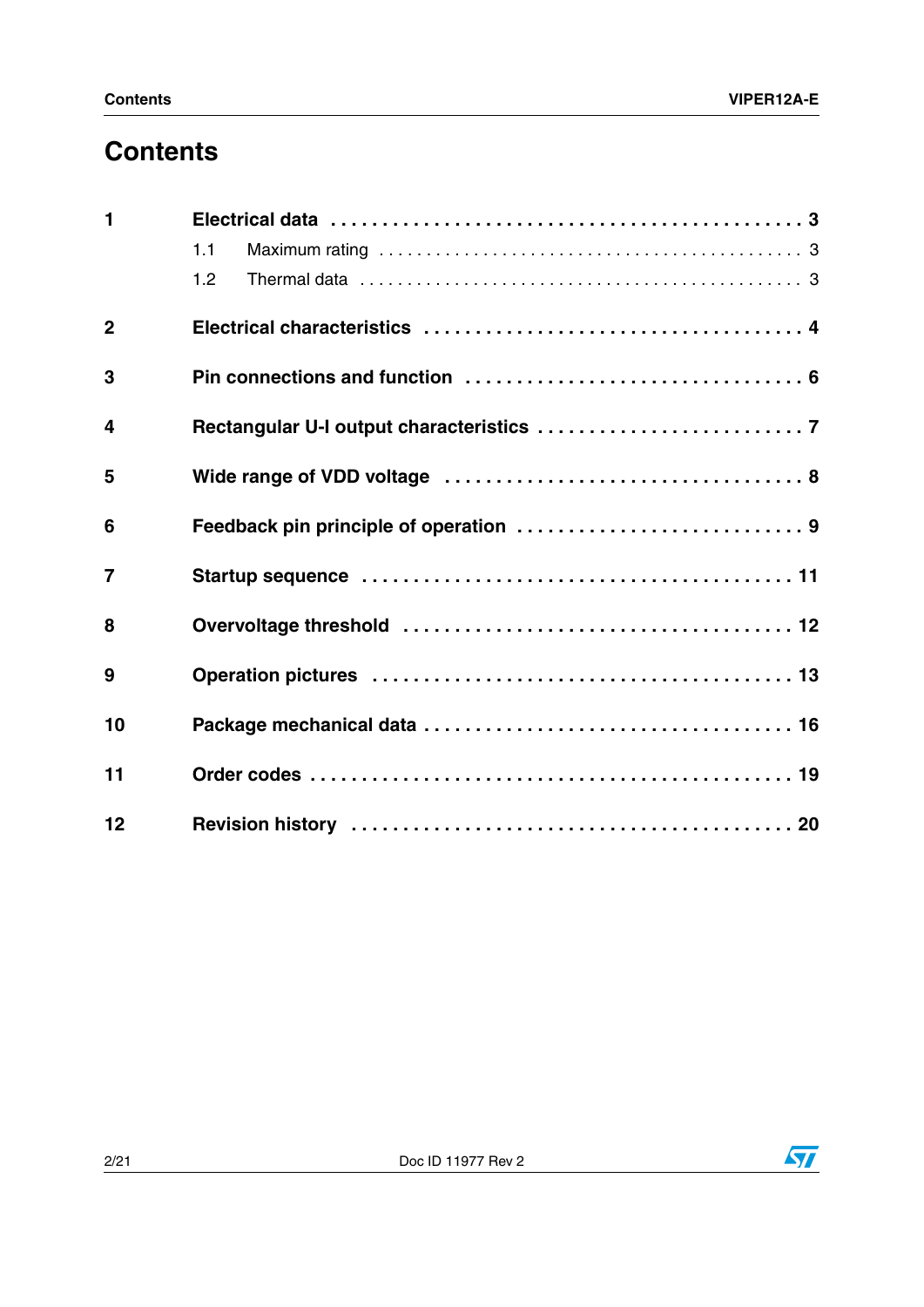# Contents

| | | |
|---|---|---|
| **1** | **Electrical data** | **3** |
| | 1.1 Maximum rating | 3 |
| | 1.2 Thermal data | 3 |
| **2** | **Electrical characteristics** | **4** |
| **3** | **Pin connections and function** | **6** |
| **4** | **Rectangular U-I output characteristics** | **7** |
| **5** | **Wide range of VDD voltage** | **8** |
| **6** | **Feedback pin principle of operation** | **9** |
| **7** | **Startup sequence** | **11** |
| **8** | **Overvoltage threshold** | **12** |
| **9** | **Operation pictures** | **13** |
| **10** | **Package mechanical data** | **16** |
| **11** | **Order codes** | **19** |
| **12** | **Revision history** | **20** |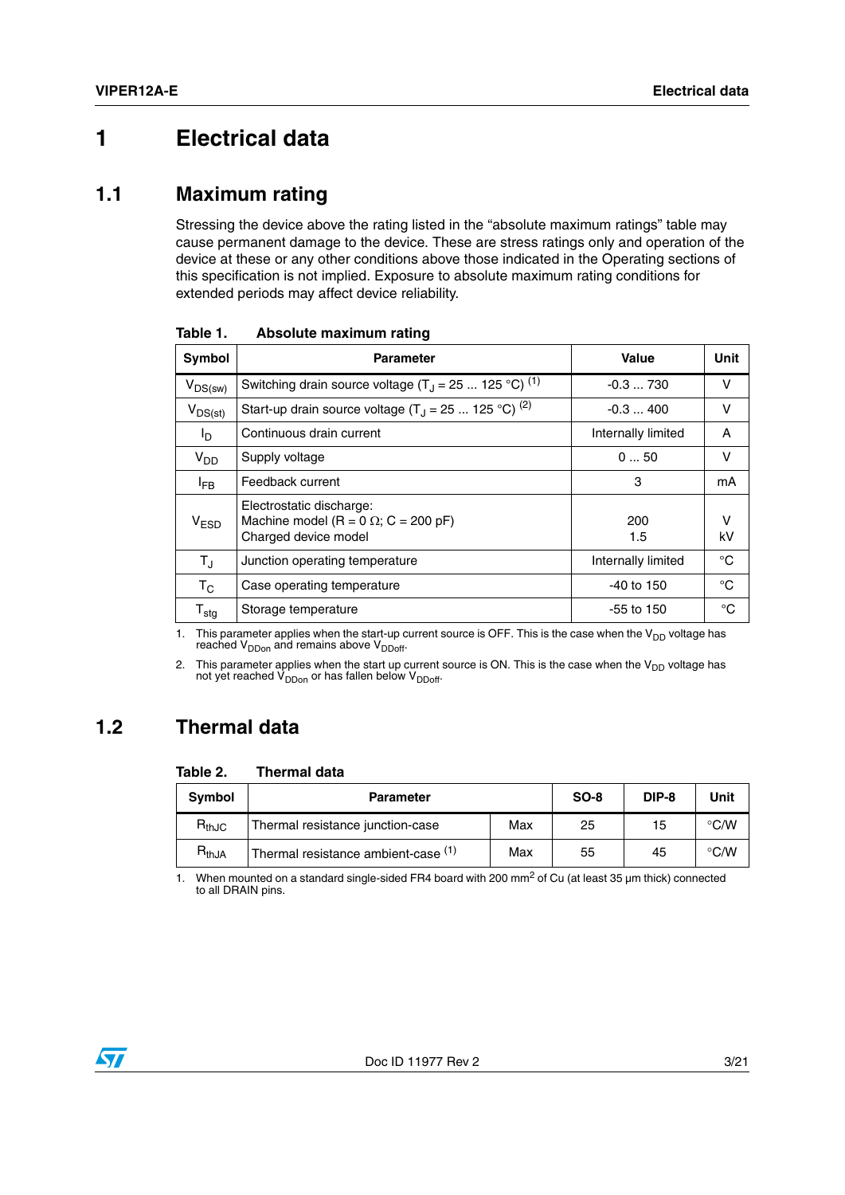# 1 Electrical data

## 1.1 Maximum rating

Stressing the device above the rating listed in the "absolute maximum ratings" table may cause permanent damage to the device. These are stress ratings only and operation of the device at these or any other conditions above those indicated in the Operating sections of this specification is not implied. Exposure to absolute maximum rating conditions for extended periods may affect device reliability.

**Table 1. Absolute maximum rating**

| Symbol | Parameter | Value | Unit |
|---|---|---|---|
| $V_{DS(sw)}$ | Switching drain source voltage ($T_J$ = 25 ... 125 °C) [(1)] | -0.3 ... 730 | V |
| $V_{DS(st)}$ | Start-up drain source voltage ($T_J$ = 25 ... 125 °C) [(2)] | -0.3 ... 400 | V |
| $I_D$ | Continuous drain current | Internally limited | A |
| $V_{DD}$ | Supply voltage | 0 ... 50 | V |
| $I_{FB}$ | Feedback current | 3 | mA |
| $V_{ESD}$ | Electrostatic discharge:<br>Machine model (R = 0 Ω; C = 200 pF)<br>Charged device model | <br>200<br>1.5 | <br>V<br>kV |
| $T_J$ | Junction operating temperature | Internally limited | °C |
| $T_C$ | Case operating temperature | -40 to 150 | °C |
| $T_{stg}$ | Storage temperature | -55 to 150 | °C |

1. This parameter applies when the start-up current source is OFF. This is the case when the $V_{DD}$ voltage has reached $V_{DDon}$ and remains above $V_{DDoff}$.
2. This parameter applies when the start up current source is ON. This is the case when the $V_{DD}$ voltage has not yet reached $V_{DDon}$ or has fallen below $V_{DDoff}$.

## 1.2 Thermal data

**Table 2. Thermal data**

| Symbol | Parameter | | SO-8 | DIP-8 | Unit |
|---|---|---|---|---|---|
| $R_{thJC}$ | Thermal resistance junction-case | Max | 25 | 15 | °C/W |
| $R_{thJA}$ | Thermal resistance ambient-case [(1)] | Max | 55 | 45 | °C/W |

1. When mounted on a standard single-sided FR4 board with 200 $mm^2$ of Cu (at least 35 µm thick) connected to all DRAIN pins.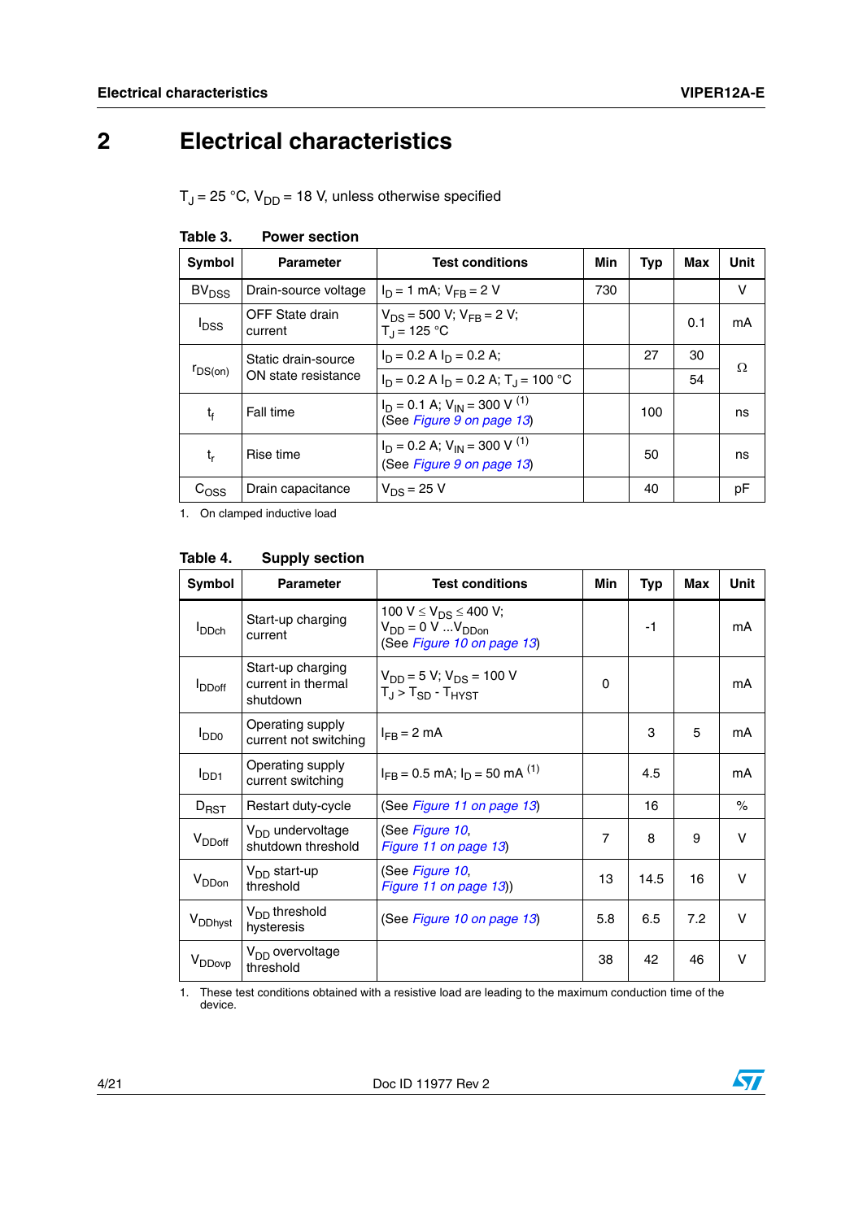# 2 Electrical characteristics

$T_J = 25\ °C$, $V_{DD} = 18\ V$, unless otherwise specified

**Table 3. Power section**

| Symbol | Parameter | Test conditions | Min | Typ | Max | Unit |
|---|---|---|---|---|---|---|
| $BV_{DSS}$ | Drain-source voltage | $I_D = 1\ mA$; $V_{FB} = 2\ V$ | 730 | | | V |
| $I_{DSS}$ | OFF State drain current | $V_{DS} = 500\ V$; $V_{FB} = 2\ V$; $T_J = 125\ °C$ | | | 0.1 | mA |
| $r_{DS(on)}$ | Static drain-source ON state resistance | $I_D = 0.2\ A$ $I_D = 0.2\ A$; | | 27 | 30 | Ω |
| | | $I_D = 0.2\ A$ $I_D = 0.2\ A$; $T_J = 100\ °C$ | | | 54 | |
| $t_f$ | Fall time | $I_D = 0.1\ A$; $V_{IN} = 300\ V$ [(1)] (See *Figure 9 on page 13*) | | 100 | | ns |
| $t_r$ | Rise time | $I_D = 0.2\ A$; $V_{IN} = 300\ V$ [(1)] (See *Figure 9 on page 13*) | | 50 | | ns |
| $C_{OSS}$ | Drain capacitance | $V_{DS} = 25\ V$ | | 40 | | pF |

1. On clamped inductive load

**Table 4. Supply section**

| Symbol | Parameter | Test conditions | Min | Typ | Max | Unit |
|---|---|---|---|---|---|---|
| $I_{DDch}$ | Start-up charging current | $100\ V \leq V_{DS} \leq 400\ V$; $V_{DD} = 0\ V\ ...V_{DDon}$ (See *Figure 10 on page 13*) | | -1 | | mA |
| $I_{DDoff}$ | Start-up charging current in thermal shutdown | $V_{DD} = 5\ V$; $V_{DS} = 100\ V$ $T_J > T_{SD} - T_{HYST}$ | 0 | | | mA |
| $I_{DD0}$ | Operating supply current not switching | $I_{FB} = 2\ mA$ | | 3 | 5 | mA |
| $I_{DD1}$ | Operating supply current switching | $I_{FB} = 0.5\ mA$; $I_D = 50\ mA$ [(1)] | | 4.5 | | mA |
| $D_{RST}$ | Restart duty-cycle | (See *Figure 11 on page 13*) | | 16 | | % |
| $V_{DDoff}$ | $V_{DD}$ undervoltage shutdown threshold | (See *Figure 10*, *Figure 11 on page 13*) | 7 | 8 | 9 | V |
| $V_{DDon}$ | $V_{DD}$ start-up threshold | (See *Figure 10*, *Figure 11 on page 13*)) | 13 | 14.5 | 16 | V |
| $V_{DDhyst}$ | $V_{DD}$ threshold hysteresis | (See *Figure 10 on page 13*) | 5.8 | 6.5 | 7.2 | V |
| $V_{DDovp}$ | $V_{DD}$ overvoltage threshold | | 38 | 42 | 46 | V |

1. These test conditions obtained with a resistive load are leading to the maximum conduction time of the device.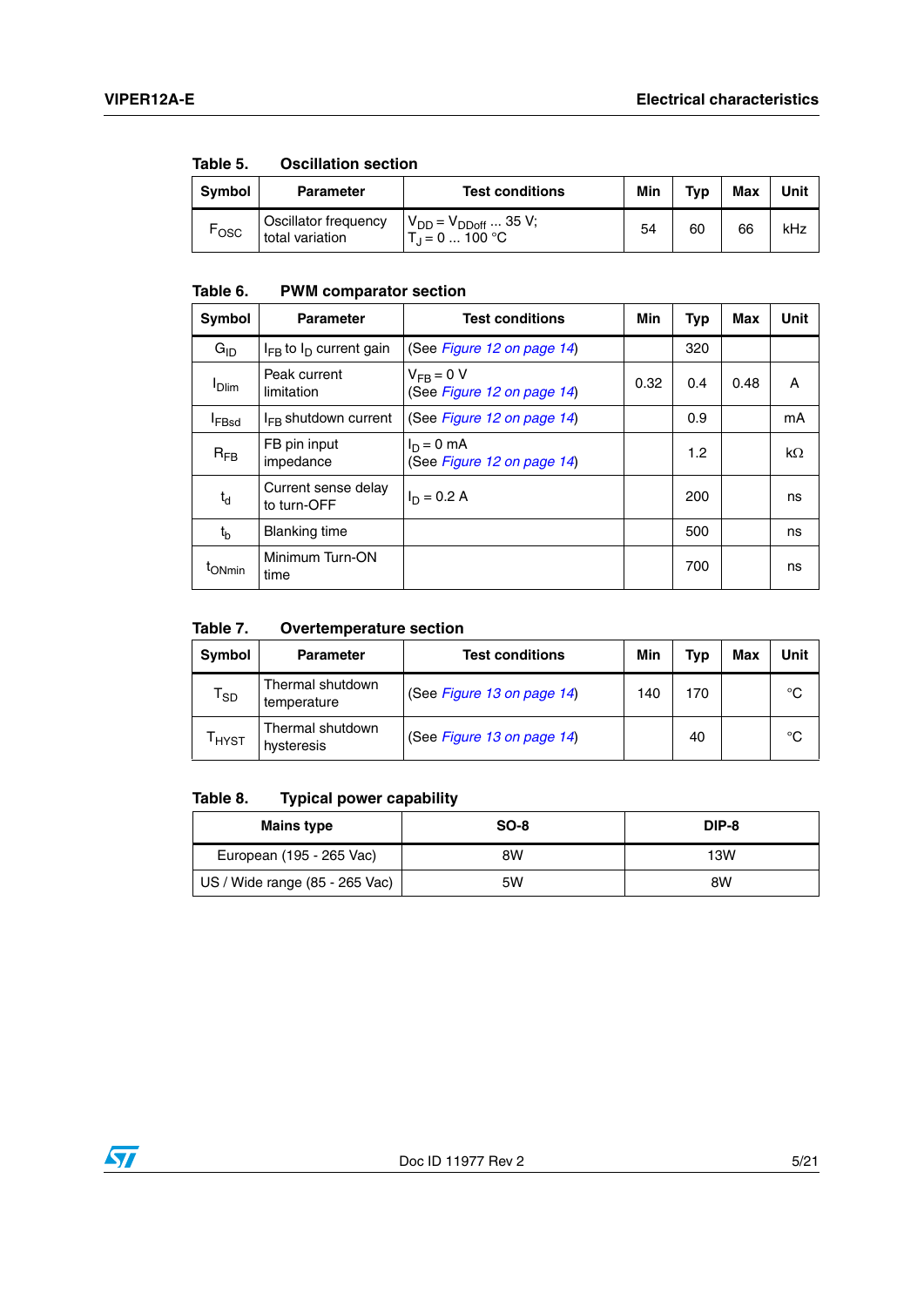Table 5. Oscillation section

| Symbol | Parameter | Test conditions | Min | Typ | Max | Unit |
|---|---|---|---|---|---|---|
| $F_{OSC}$ | Oscillator frequency total variation | $V_{DD} = V_{DDoff}$ ... 35 V; $T_J$ = 0 ... 100 °C | 54 | 60 | 66 | kHz |

Table 6. PWM comparator section

| Symbol | Parameter | Test conditions | Min | Typ | Max | Unit |
|---|---|---|---|---|---|---|
| $G_{ID}$ | $I_{FB}$ to $I_D$ current gain | (See *Figure 12 on page 14*) | | 320 | | |
| $I_{Dlim}$ | Peak current limitation | $V_{FB}$ = 0 V (See *Figure 12 on page 14*) | 0.32 | 0.4 | 0.48 | A |
| $I_{FBsd}$ | $I_{FB}$ shutdown current | (See *Figure 12 on page 14*) | | 0.9 | | mA |
| $R_{FB}$ | FB pin input impedance | $I_D$ = 0 mA (See *Figure 12 on page 14*) | | 1.2 | | kΩ |
| $t_d$ | Current sense delay to turn-OFF | $I_D$ = 0.2 A | | 200 | | ns |
| $t_b$ | Blanking time | | | 500 | | ns |
| $t_{ONmin}$ | Minimum Turn-ON time | | | 700 | | ns |

Table 7. Overtemperature section

| Symbol | Parameter | Test conditions | Min | Typ | Max | Unit |
|---|---|---|---|---|---|---|
| $T_{SD}$ | Thermal shutdown temperature | (See *Figure 13 on page 14*) | 140 | 170 | | °C |
| $T_{HYST}$ | Thermal shutdown hysteresis | (See *Figure 13 on page 14*) | | 40 | | °C |

Table 8. Typical power capability

| Mains type | SO-8 | DIP-8 |
|---|---|---|
| European (195 - 265 Vac) | 8W | 13W |
| US / Wide range (85 - 265 Vac) | 5W | 8W |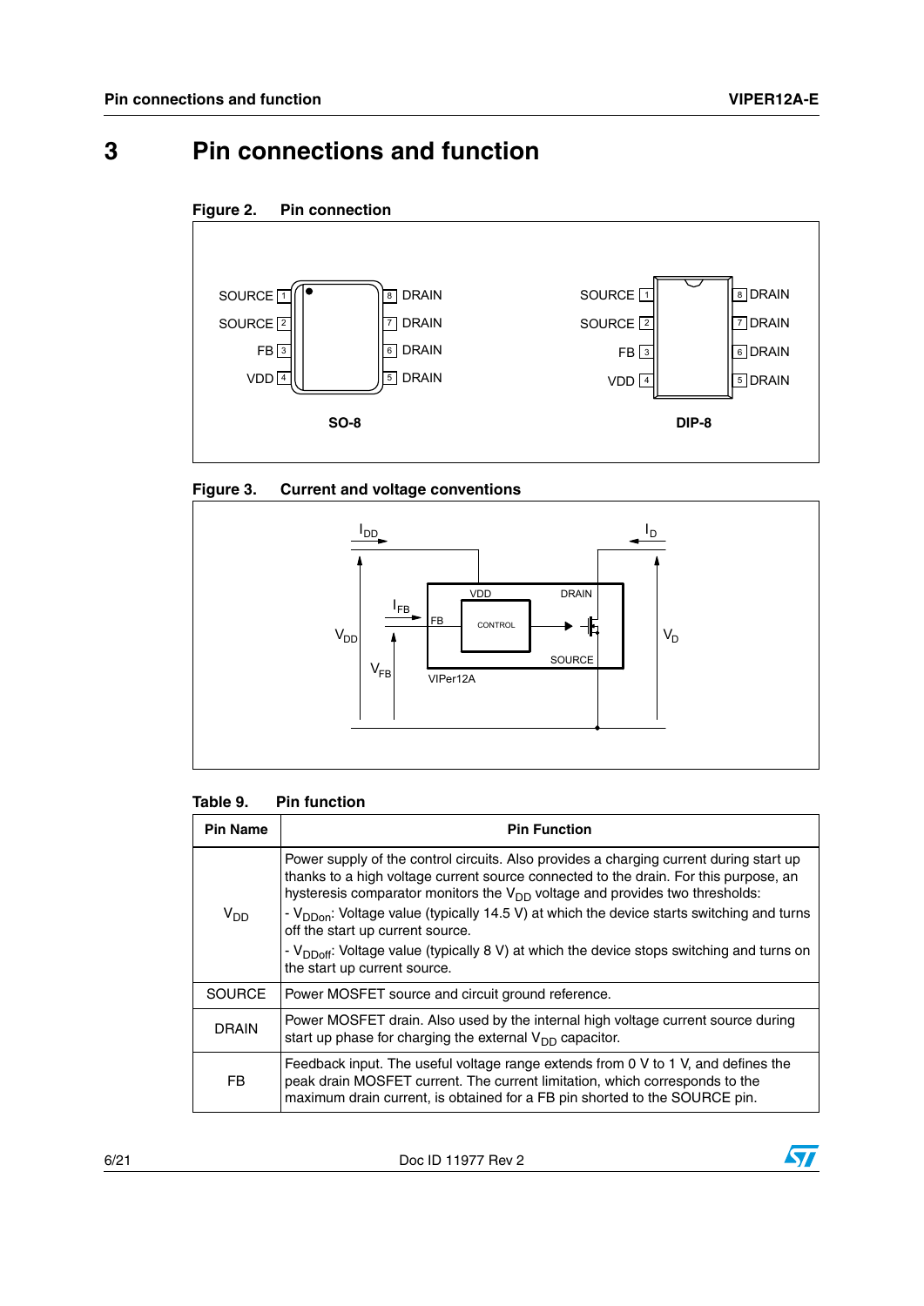# 3 Pin connections and function

**Figure 2. Pin connection**

**Figure 3. Current and voltage conventions**

**Table 9. Pin function**

| Pin Name | Pin Function |
|---|---|
| $V_{DD}$ | Power supply of the control circuits. Also provides a charging current during start up thanks to a high voltage current source connected to the drain. For this purpose, an hysteresis comparator monitors the $V_{DD}$ voltage and provides two thresholds:<br>- $V_{DDon}$: Voltage value (typically 14.5 V) at which the device starts switching and turns off the start up current source.<br>- $V_{DDoff}$: Voltage value (typically 8 V) at which the device stops switching and turns on the start up current source. |
| SOURCE | Power MOSFET source and circuit ground reference. |
| DRAIN | Power MOSFET drain. Also used by the internal high voltage current source during start up phase for charging the external $V_{DD}$ capacitor. |
| FB | Feedback input. The useful voltage range extends from 0 V to 1 V, and defines the peak drain MOSFET current. The current limitation, which corresponds to the maximum drain current, is obtained for a FB pin shorted to the SOURCE pin. |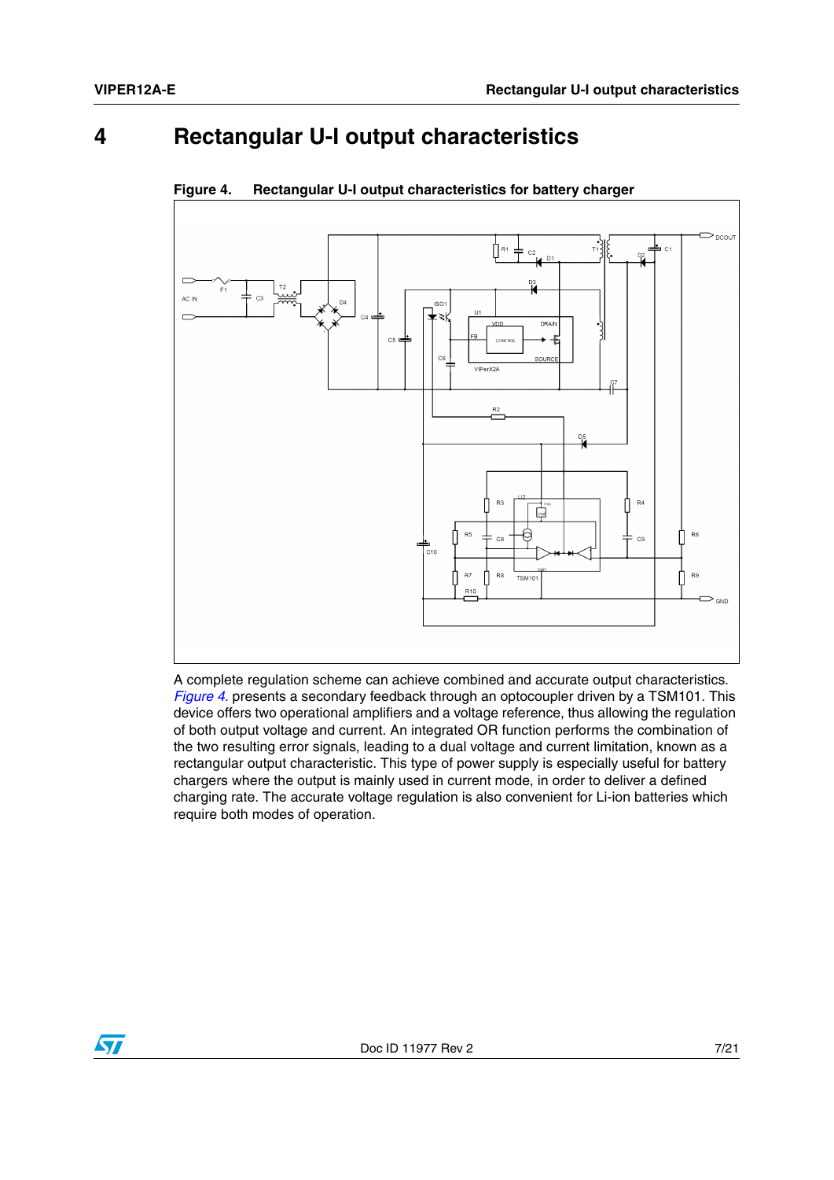# 4 Rectangular U-I output characteristics

**Figure 4. Rectangular U-I output characteristics for battery charger**

A complete regulation scheme can achieve combined and accurate output characteristics. *Figure 4.* presents a secondary feedback through an optocoupler driven by a TSM101. This device offers two operational amplifiers and a voltage reference, thus allowing the regulation of both output voltage and current. An integrated OR function performs the combination of the two resulting error signals, leading to a dual voltage and current limitation, known as a rectangular output characteristic. This type of power supply is especially useful for battery chargers where the output is mainly used in current mode, in order to deliver a defined charging rate. The accurate voltage regulation is also convenient for Li-ion batteries which require both modes of operation.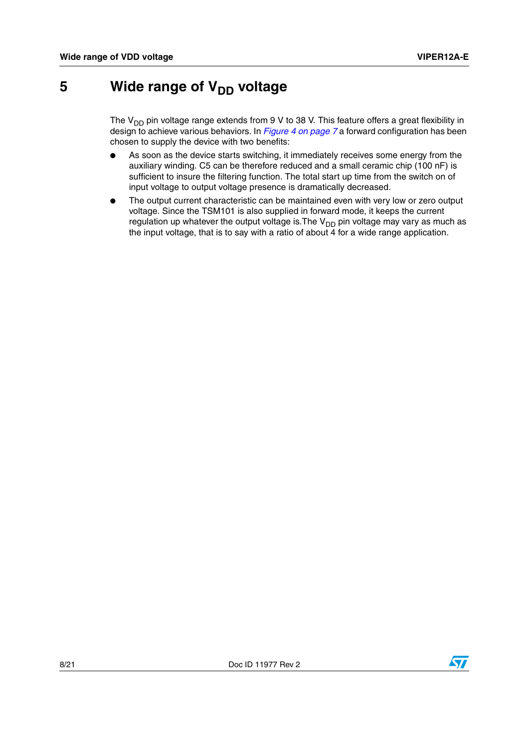# 5 Wide range of $V_{DD}$ voltage

The $V_{DD}$ pin voltage range extends from 9 V to 38 V. This feature offers a great flexibility in design to achieve various behaviors. In *Figure 4 on page 7* a forward configuration has been chosen to supply the device with two benefits:

- As soon as the device starts switching, it immediately receives some energy from the auxiliary winding. C5 can be therefore reduced and a small ceramic chip (100 nF) is sufficient to insure the filtering function. The total start up time from the switch on of input voltage to output voltage presence is dramatically decreased.
- The output current characteristic can be maintained even with very low or zero output voltage. Since the TSM101 is also supplied in forward mode, it keeps the current regulation up whatever the output voltage is.The $V_{DD}$ pin voltage may vary as much as the input voltage, that is to say with a ratio of about 4 for a wide range application.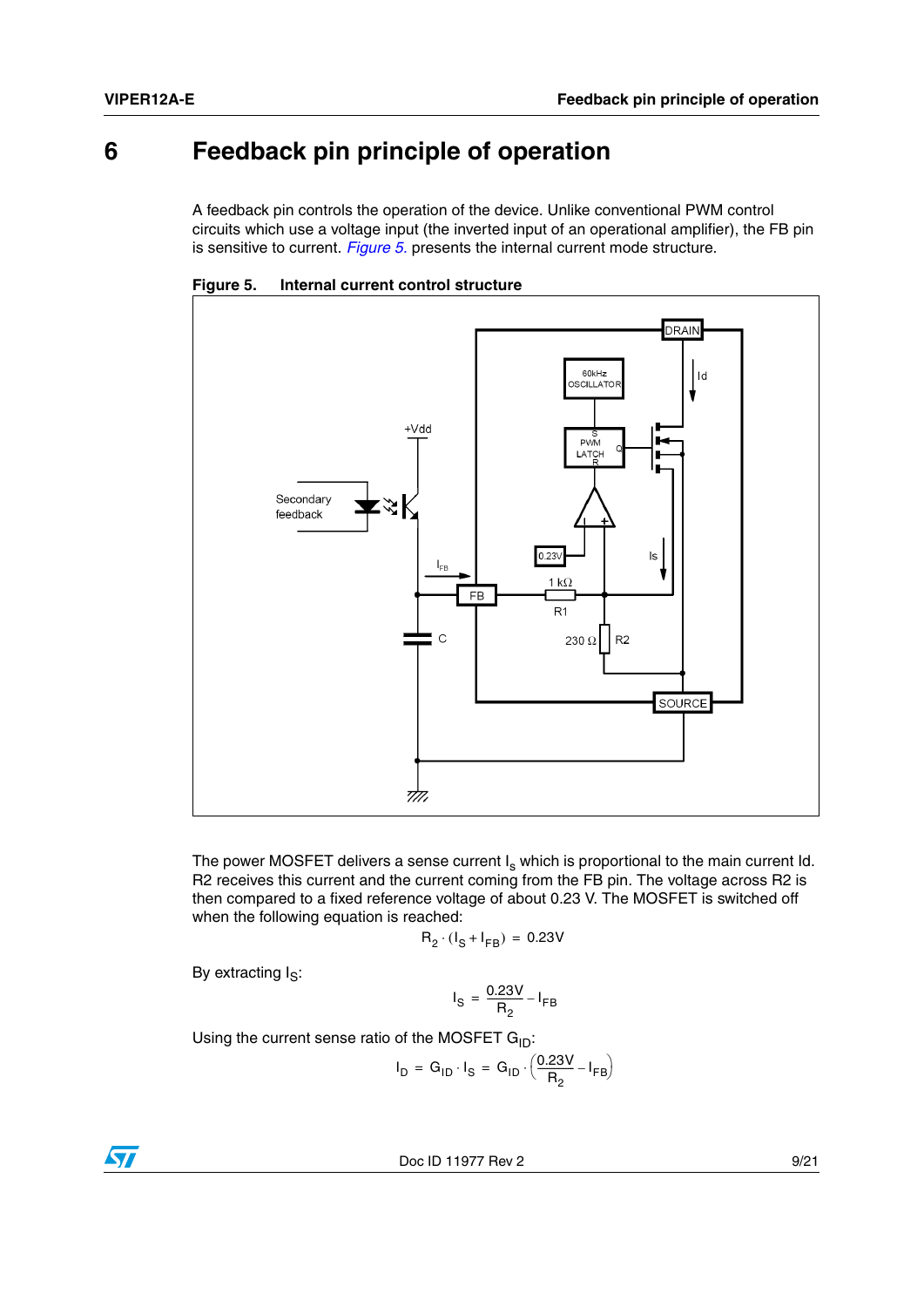# 6 Feedback pin principle of operation

A feedback pin controls the operation of the device. Unlike conventional PWM control circuits which use a voltage input (the inverted input of an operational amplifier), the FB pin is sensitive to current. *Figure 5.* presents the internal current mode structure.

**Figure 5. Internal current control structure**

The power MOSFET delivers a sense current $I_s$ which is proportional to the main current Id. R2 receives this current and the current coming from the FB pin. The voltage across R2 is then compared to a fixed reference voltage of about 0.23 V. The MOSFET is switched off when the following equation is reached:

$$R_2 \cdot (I_S + I_{FB}) = 0.23V$$

By extracting $I_S$:

$$I_S = \frac{0.23V}{R_2} - I_{FB}$$

Using the current sense ratio of the MOSFET $G_{ID}$:

$$I_D = G_{ID} \cdot I_S = G_{ID} \cdot \left(\frac{0.23V}{R_2} - I_{FB}\right)$$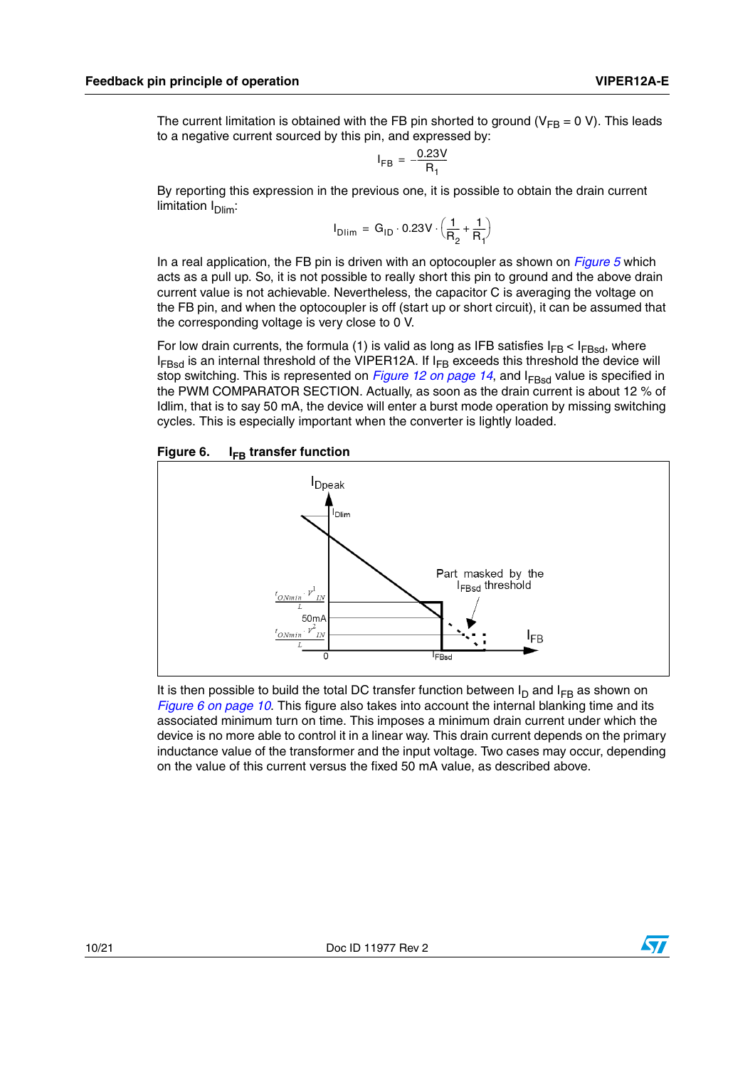The current limitation is obtained with the FB pin shorted to ground ($V_{FB}$ = 0 V). This leads to a negative current sourced by this pin, and expressed by:

$$I_{FB} = -\frac{0.23V}{R_1}$$

By reporting this expression in the previous one, it is possible to obtain the drain current limitation $I_{Dlim}$:

$$I_{Dlim} = G_{ID} \cdot 0.23V \cdot \left(\frac{1}{R_2} + \frac{1}{R_1}\right)$$

In a real application, the FB pin is driven with an optocoupler as shown on *Figure 5* which acts as a pull up. So, it is not possible to really short this pin to ground and the above drain current value is not achievable. Nevertheless, the capacitor C is averaging the voltage on the FB pin, and when the optocoupler is off (start up or short circuit), it can be assumed that the corresponding voltage is very close to 0 V.

For low drain currents, the formula (1) is valid as long as IFB satisfies $I_{FB} < I_{FBsd}$, where $I_{FBsd}$ is an internal threshold of the VIPER12A. If $I_{FB}$ exceeds this threshold the device will stop switching. This is represented on *Figure 12 on page 14*, and $I_{FBsd}$ value is specified in the PWM COMPARATOR SECTION. Actually, as soon as the drain current is about 12 % of Idlim, that is to say 50 mA, the device will enter a burst mode operation by missing switching cycles. This is especially important when the converter is lightly loaded.

**Figure 6. $I_{FB}$ transfer function**

It is then possible to build the total DC transfer function between $I_D$ and $I_{FB}$ as shown on *Figure 6 on page 10*. This figure also takes into account the internal blanking time and its associated minimum turn on time. This imposes a minimum drain current under which the device is no more able to control it in a linear way. This drain current depends on the primary inductance value of the transformer and the input voltage. Two cases may occur, depending on the value of this current versus the fixed 50 mA value, as described above.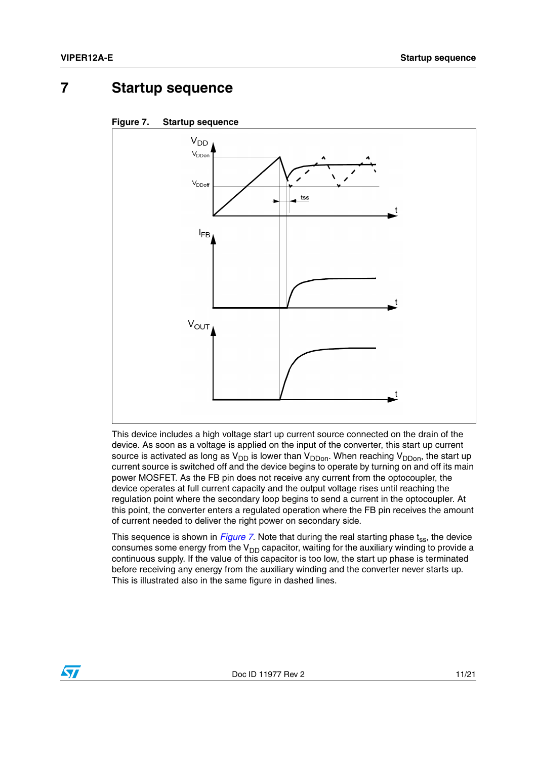# 7 Startup sequence

**Figure 7. Startup sequence**

This device includes a high voltage start up current source connected on the drain of the device. As soon as a voltage is applied on the input of the converter, this start up current source is activated as long as $V_{DD}$ is lower than $V_{DDon}$. When reaching $V_{DDon}$, the start up current source is switched off and the device begins to operate by turning on and off its main power MOSFET. As the FB pin does not receive any current from the optocoupler, the device operates at full current capacity and the output voltage rises until reaching the regulation point where the secondary loop begins to send a current in the optocoupler. At this point, the converter enters a regulated operation where the FB pin receives the amount of current needed to deliver the right power on secondary side.

This sequence is shown in *Figure 7*. Note that during the real starting phase $t_{ss}$, the device consumes some energy from the $V_{DD}$ capacitor, waiting for the auxiliary winding to provide a continuous supply. If the value of this capacitor is too low, the start up phase is terminated before receiving any energy from the auxiliary winding and the converter never starts up. This is illustrated also in the same figure in dashed lines.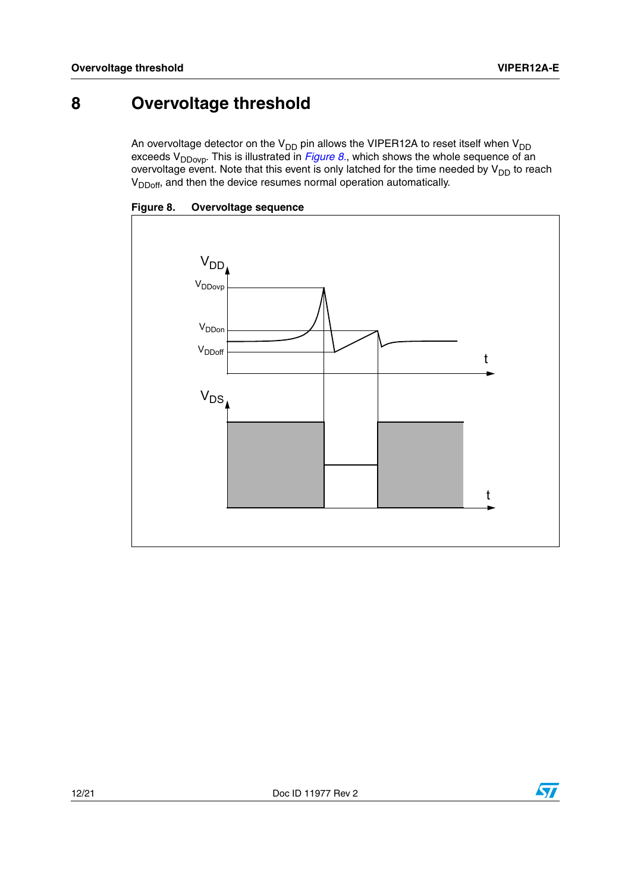# 8 Overvoltage threshold

An overvoltage detector on the $V_{DD}$ pin allows the VIPER12A to reset itself when $V_{DD}$ exceeds $V_{DDovp}$. This is illustrated in *Figure 8.*, which shows the whole sequence of an overvoltage event. Note that this event is only latched for the time needed by $V_{DD}$ to reach $V_{DDoff}$, and then the device resumes normal operation automatically.

**Figure 8. Overvoltage sequence**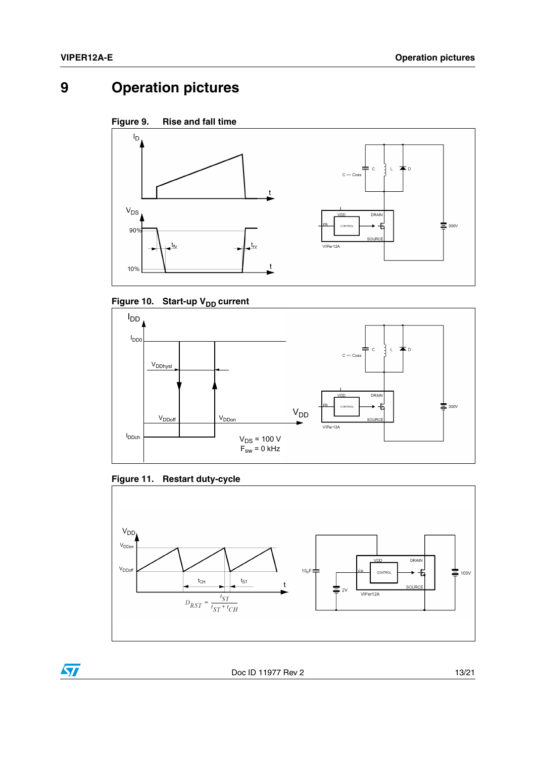# 9 Operation pictures

**Figure 9. Rise and fall time**

**Figure 10. Start-up $V_{DD}$ current**

**Figure 11. Restart duty-cycle**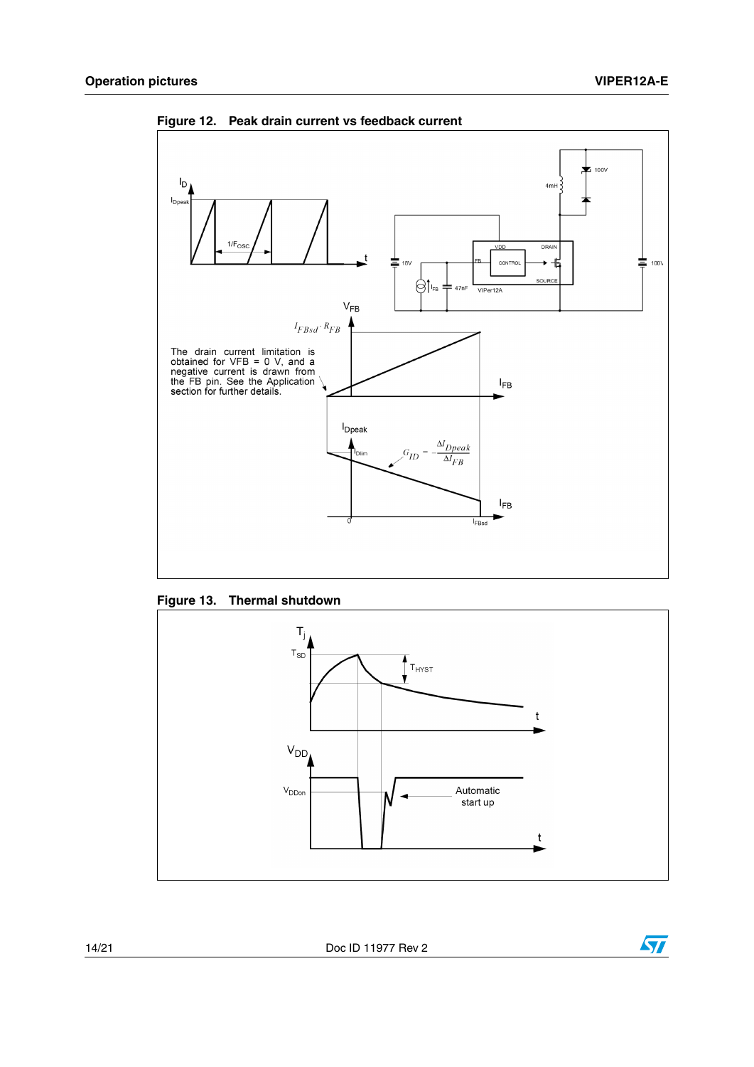**Figure 12. Peak drain current vs feedback current**

The drain current limitation is obtained for VFB = 0 V, and a negative current is drawn from the FB pin. See the Application section for further details.

**Figure 13. Thermal shutdown**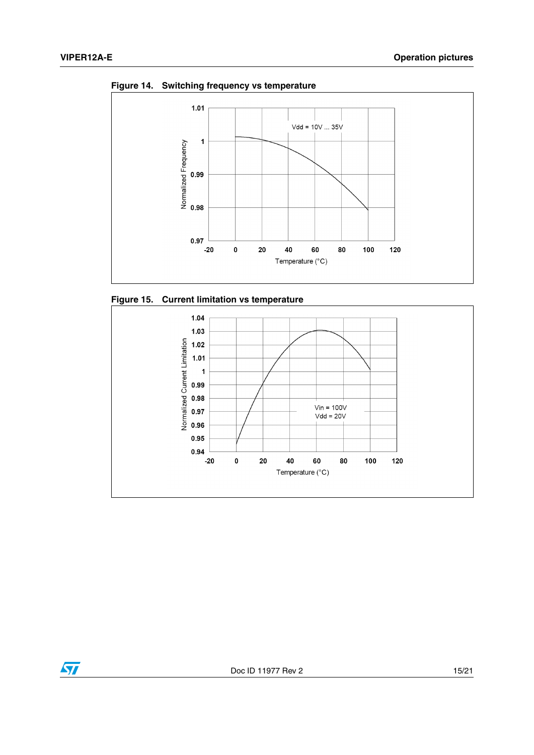**Figure 14. Switching frequency vs temperature**

**Figure 15. Current limitation vs temperature**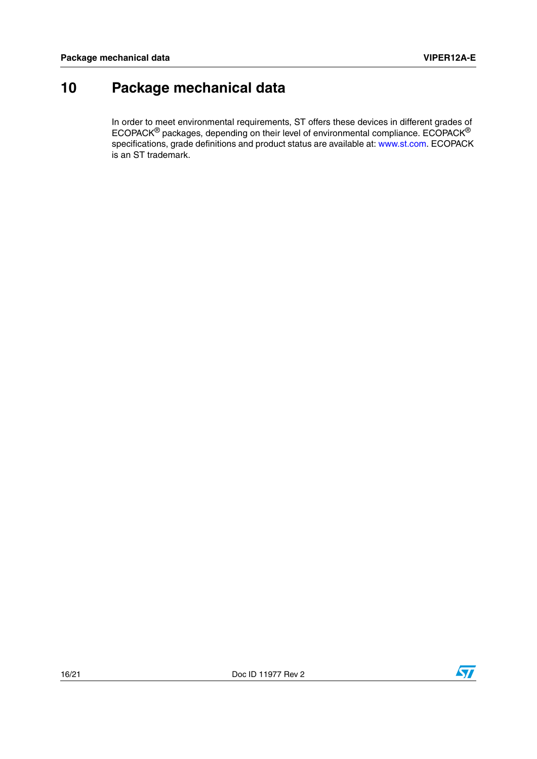# 10 Package mechanical data

In order to meet environmental requirements, ST offers these devices in different grades of ECOPACK® packages, depending on their level of environmental compliance. ECOPACK® specifications, grade definitions and product status are available at: www.st.com. ECOPACK is an ST trademark.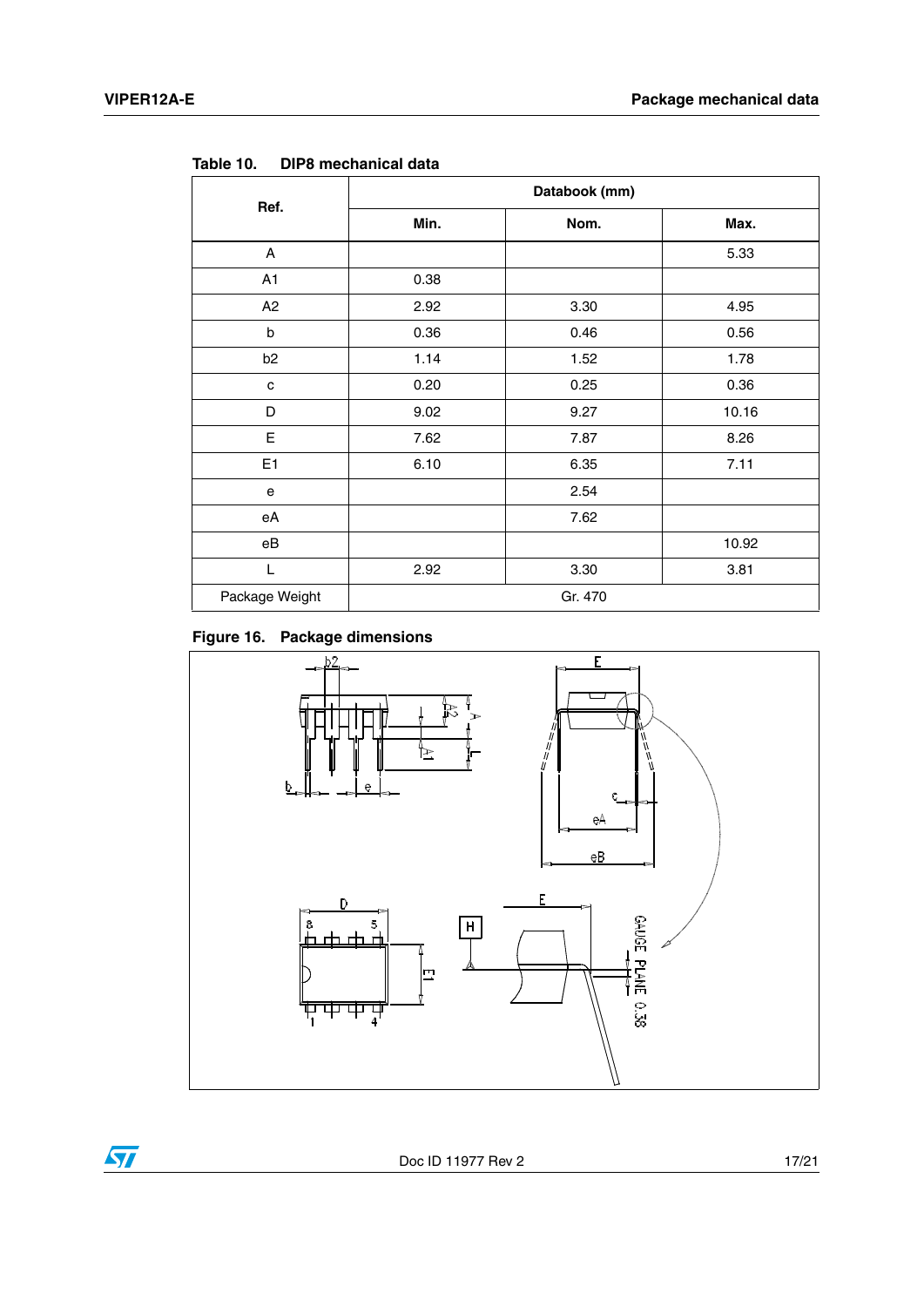Table 10. DIP8 mechanical data

| Ref. | Databook (mm) | | |
|---|---|---|---|
| | Min. | Nom. | Max. |
| A | | | 5.33 |
| A1 | 0.38 | | |
| A2 | 2.92 | 3.30 | 4.95 |
| b | 0.36 | 0.46 | 0.56 |
| b2 | 1.14 | 1.52 | 1.78 |
| c | 0.20 | 0.25 | 0.36 |
| D | 9.02 | 9.27 | 10.16 |
| E | 7.62 | 7.87 | 8.26 |
| E1 | 6.10 | 6.35 | 7.11 |
| e | | 2.54 | |
| eA | | 7.62 | |
| eB | | | 10.92 |
| L | 2.92 | 3.30 | 3.81 |
| Package Weight | Gr. 470 | | |

Figure 16. Package dimensions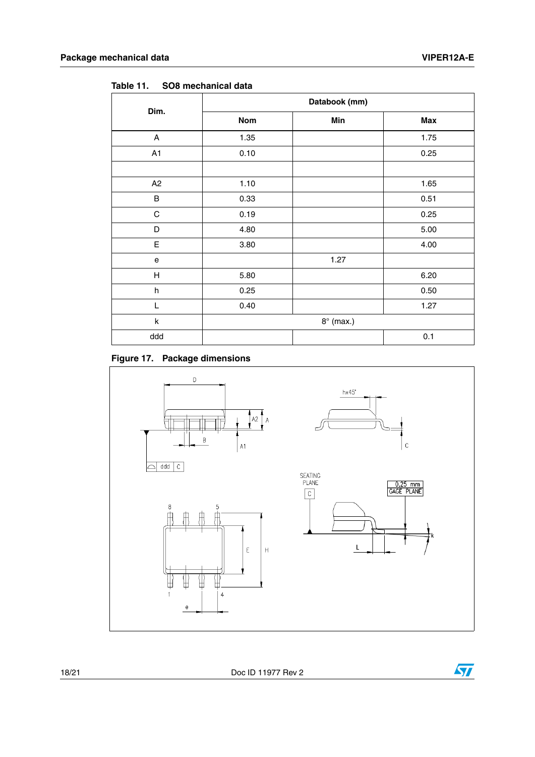Table 11. SO8 mechanical data

| Dim. | Databook (mm) | | |
|---|---|---|---|
| | Nom | Min | Max |
| A | 1.35 | | 1.75 |
| A1 | 0.10 | | 0.25 |
| | | | |
| A2 | 1.10 | | 1.65 |
| B | 0.33 | | 0.51 |
| C | 0.19 | | 0.25 |
| D | 4.80 | | 5.00 |
| E | 3.80 | | 4.00 |
| e | | 1.27 | |
| H | 5.80 | | 6.20 |
| h | 0.25 | | 0.50 |
| L | 0.40 | | 1.27 |
| k | 8° (max.) | | |
| ddd | | | 0.1 |

Figure 17. Package dimensions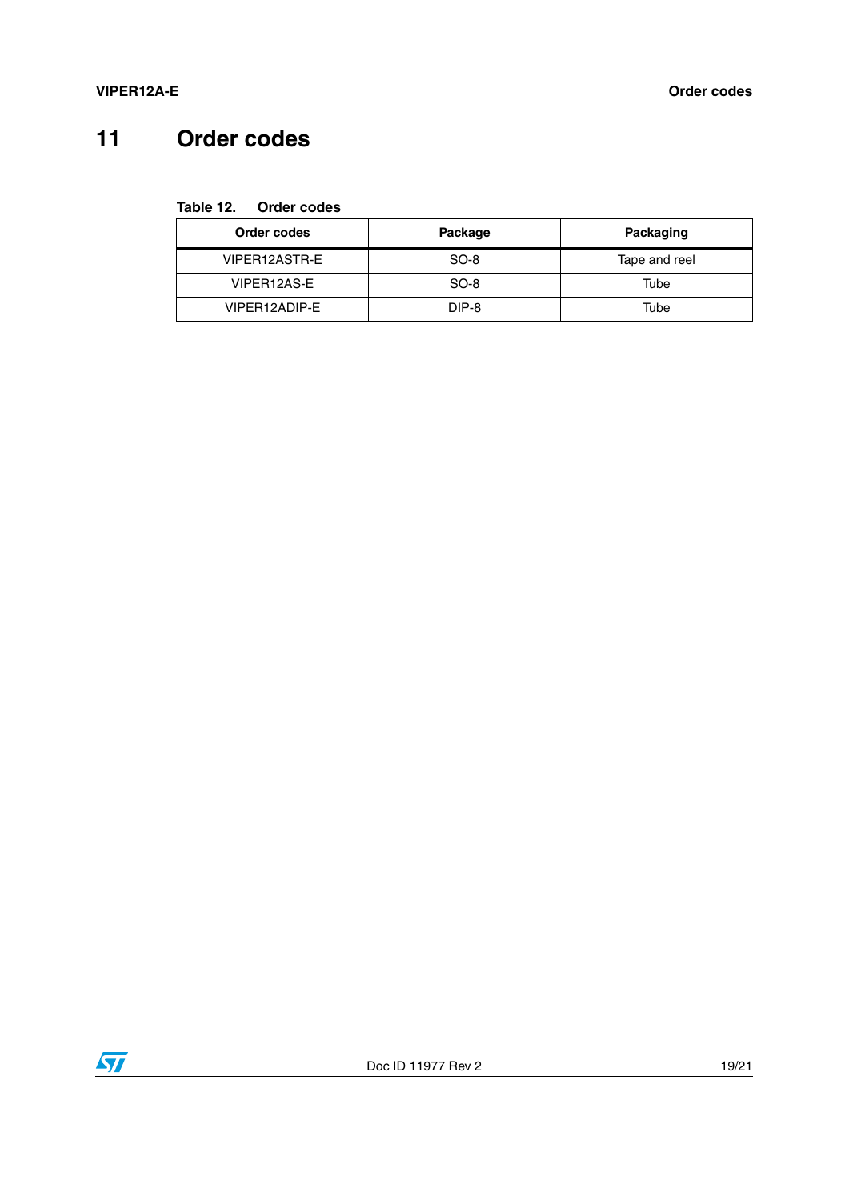# 11 Order codes

**Table 12. Order codes**

| Order codes | Package | Packaging |
|---|---|---|
| VIPER12ASTR-E | SO-8 | Tape and reel |
| VIPER12AS-E | SO-8 | Tube |
| VIPER12ADIP-E | DIP-8 | Tube |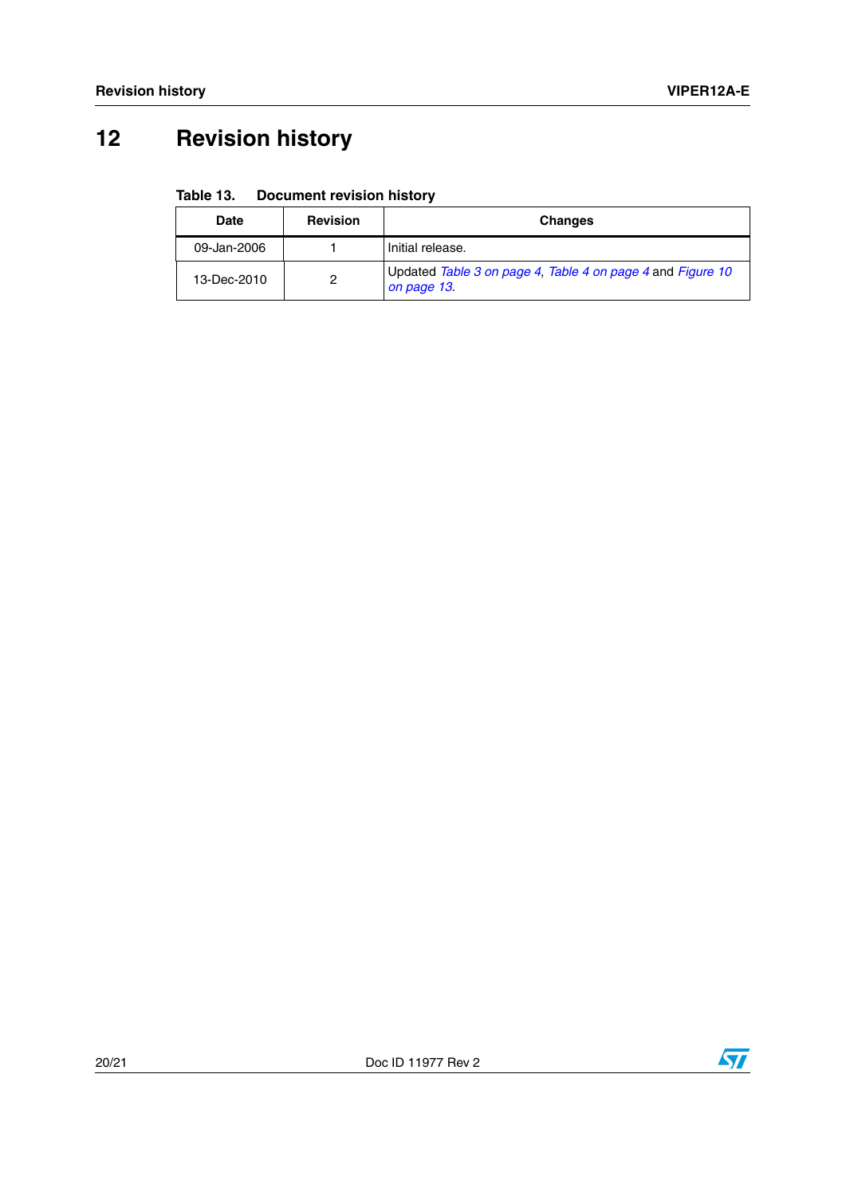# 12 Revision history

**Table 13. Document revision history**

| Date | Revision | Changes |
|---|---|---|
| 09-Jan-2006 | 1 | Initial release. |
| 13-Dec-2010 | 2 | Updated *Table 3 on page 4*, *Table 4 on page 4* and *Figure 10 on page 13*. |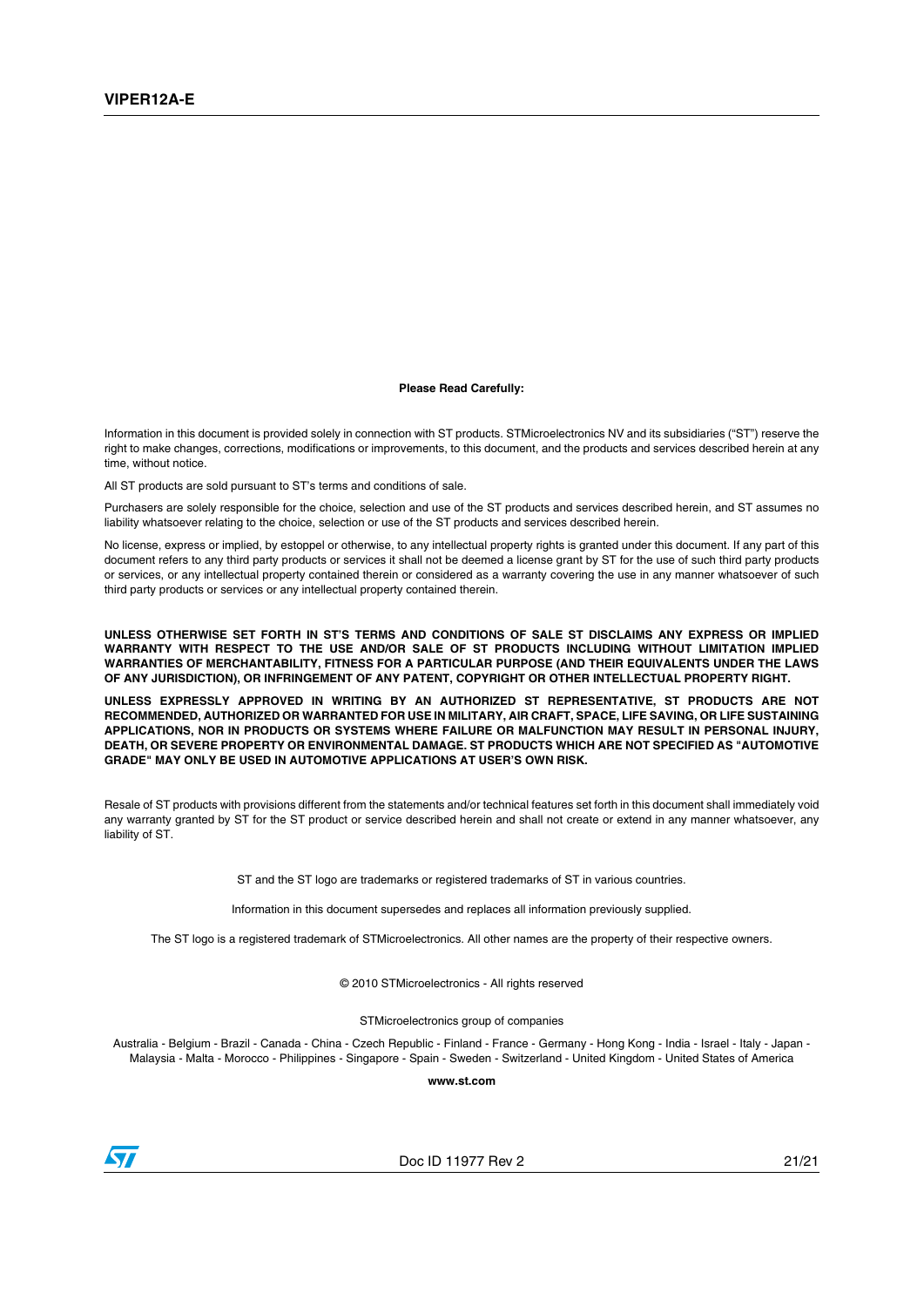**Please Read Carefully:**

Information in this document is provided solely in connection with ST products. STMicroelectronics NV and its subsidiaries ("ST") reserve the right to make changes, corrections, modifications or improvements, to this document, and the products and services described herein at any time, without notice.

All ST products are sold pursuant to ST's terms and conditions of sale.

Purchasers are solely responsible for the choice, selection and use of the ST products and services described herein, and ST assumes no liability whatsoever relating to the choice, selection or use of the ST products and services described herein.

No license, express or implied, by estoppel or otherwise, to any intellectual property rights is granted under this document. If any part of this document refers to any third party products or services it shall not be deemed a license grant by ST for the use of such third party products or services, or any intellectual property contained therein or considered as a warranty covering the use in any manner whatsoever of such third party products or services or any intellectual property contained therein.

**UNLESS OTHERWISE SET FORTH IN ST'S TERMS AND CONDITIONS OF SALE ST DISCLAIMS ANY EXPRESS OR IMPLIED WARRANTY WITH RESPECT TO THE USE AND/OR SALE OF ST PRODUCTS INCLUDING WITHOUT LIMITATION IMPLIED WARRANTIES OF MERCHANTABILITY, FITNESS FOR A PARTICULAR PURPOSE (AND THEIR EQUIVALENTS UNDER THE LAWS OF ANY JURISDICTION), OR INFRINGEMENT OF ANY PATENT, COPYRIGHT OR OTHER INTELLECTUAL PROPERTY RIGHT.**

**UNLESS EXPRESSLY APPROVED IN WRITING BY AN AUTHORIZED ST REPRESENTATIVE, ST PRODUCTS ARE NOT RECOMMENDED, AUTHORIZED OR WARRANTED FOR USE IN MILITARY, AIR CRAFT, SPACE, LIFE SAVING, OR LIFE SUSTAINING APPLICATIONS, NOR IN PRODUCTS OR SYSTEMS WHERE FAILURE OR MALFUNCTION MAY RESULT IN PERSONAL INJURY, DEATH, OR SEVERE PROPERTY OR ENVIRONMENTAL DAMAGE. ST PRODUCTS WHICH ARE NOT SPECIFIED AS "AUTOMOTIVE GRADE" MAY ONLY BE USED IN AUTOMOTIVE APPLICATIONS AT USER'S OWN RISK.**

Resale of ST products with provisions different from the statements and/or technical features set forth in this document shall immediately void any warranty granted by ST for the ST product or service described herein and shall not create or extend in any manner whatsoever, any liability of ST.

ST and the ST logo are trademarks or registered trademarks of ST in various countries.

Information in this document supersedes and replaces all information previously supplied.

The ST logo is a registered trademark of STMicroelectronics. All other names are the property of their respective owners.

© 2010 STMicroelectronics - All rights reserved

STMicroelectronics group of companies

Australia - Belgium - Brazil - Canada - China - Czech Republic - Finland - France - Germany - Hong Kong - India - Israel - Italy - Japan - Malaysia - Malta - Morocco - Philippines - Singapore - Spain - Sweden - Switzerland - United Kingdom - United States of America

**www.st.com**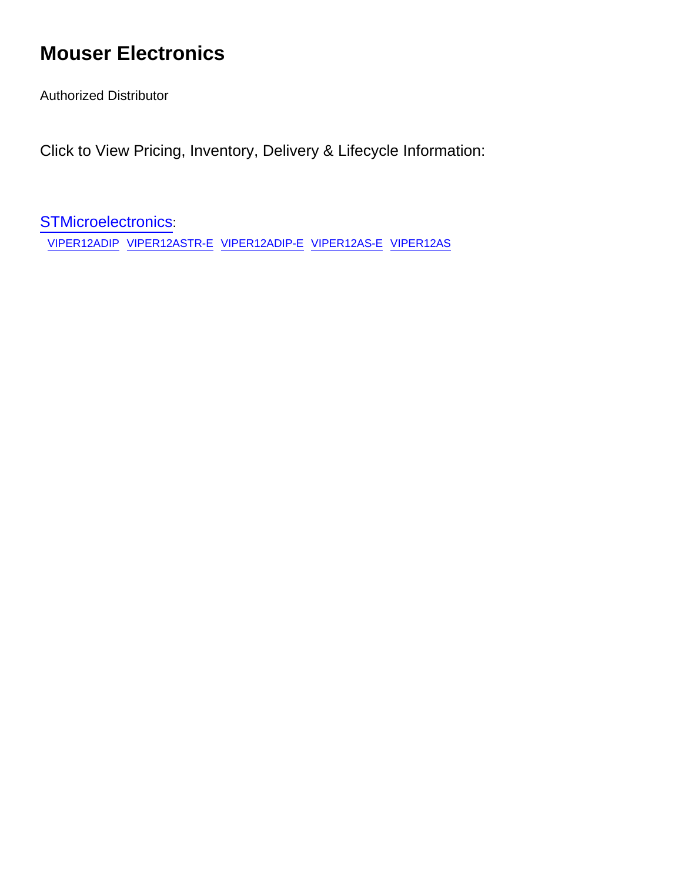# Mouser Electronics

Authorized Distributor

Click to View Pricing, Inventory, Delivery & Lifecycle Information:

STMicroelectronics:

VIPER12ADIP VIPER12ASTR-E VIPER12ADIP-E VIPER12AS-E VIPER12AS